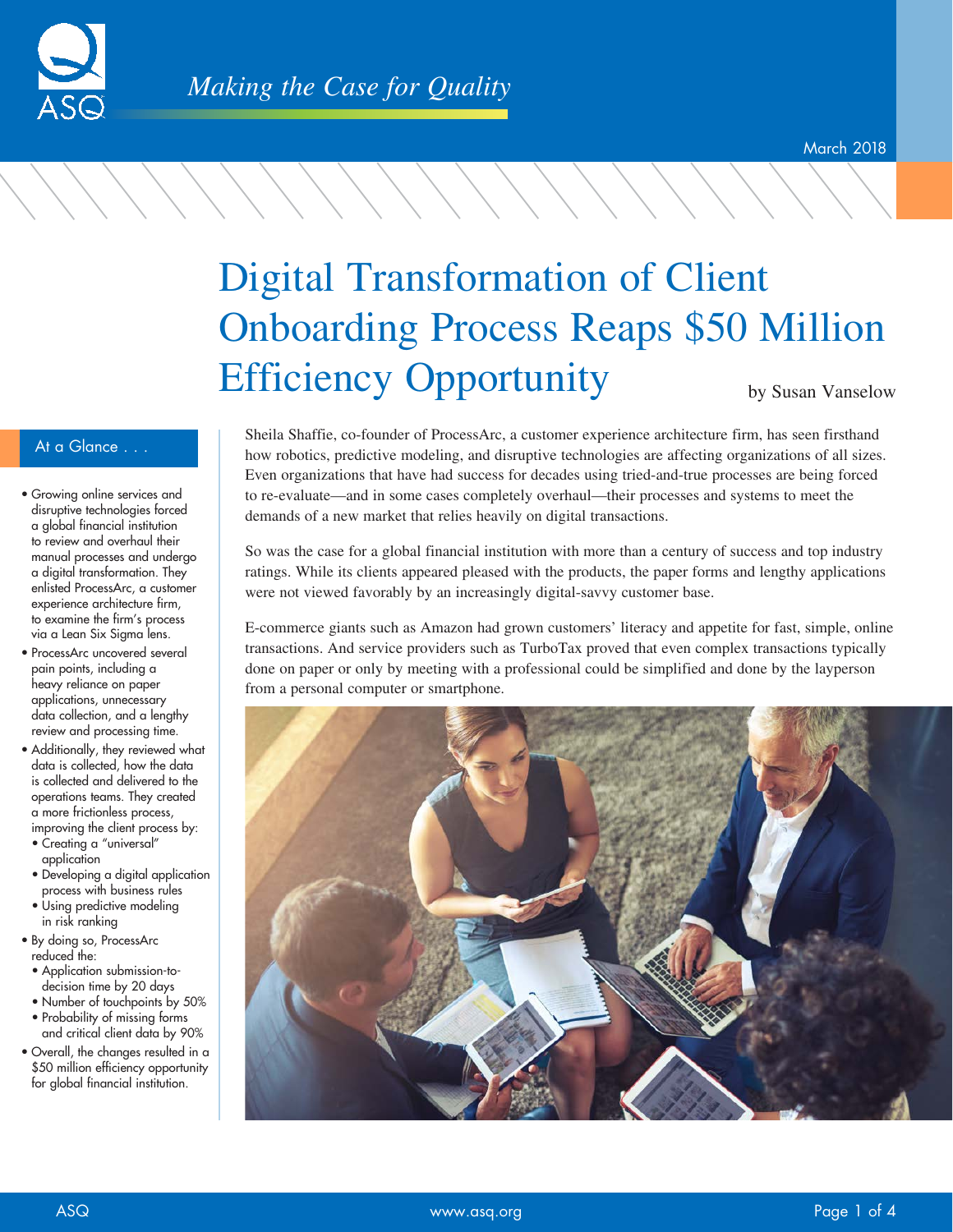Making the Case for Quality

March 2018

# Digital Transformation of Client Onboarding Process Reaps $50 Million Efficiency Opportunity

by Susan Vanselow

## At a Glance . . .

- Growing online services and disruptive technologies forced a global financial institution to review and overhaul their manual processes and undergo a digital transformation. They enlisted ProcessArc, a customer experience architecture firm, to examine the firm's process via a Lean Six Sigma lens.
- ProcessArc uncovered several pain points, including a heavy reliance on paper applications, unnecessary data collection, and a lengthy review and processing time.
- Additionally, they reviewed what data is collected, how the data is collected and delivered to the operations teams. They created a more frictionless process, improving the client process by:
  - Creating a "universal" application
  - Developing a digital application process with business rules
  - Using predictive modeling in risk ranking
- By doing so, ProcessArc reduced the:
  - Application submission-to-decision time by 20 days
  - Number of touchpoints by 50%
  - Probability of missing forms and critical client data by 90%
- Overall, the changes resulted in a $50 million efficiency opportunity for global financial institution.

Sheila Shaffie, co-founder of ProcessArc, a customer experience architecture firm, has seen firsthand how robotics, predictive modeling, and disruptive technologies are affecting organizations of all sizes. Even organizations that have had success for decades using tried-and-true processes are being forced to re-evaluate—and in some cases completely overhaul—their processes and systems to meet the demands of a new market that relies heavily on digital transactions.

So was the case for a global financial institution with more than a century of success and top industry ratings. While its clients appeared pleased with the products, the paper forms and lengthy applications were not viewed favorably by an increasingly digital-savvy customer base.

E-commerce giants such as Amazon had grown customers' literacy and appetite for fast, simple, online transactions. And service providers such as TurboTax proved that even complex transactions typically done on paper or only by meeting with a professional could be simplified and done by the layperson from a personal computer or smartphone.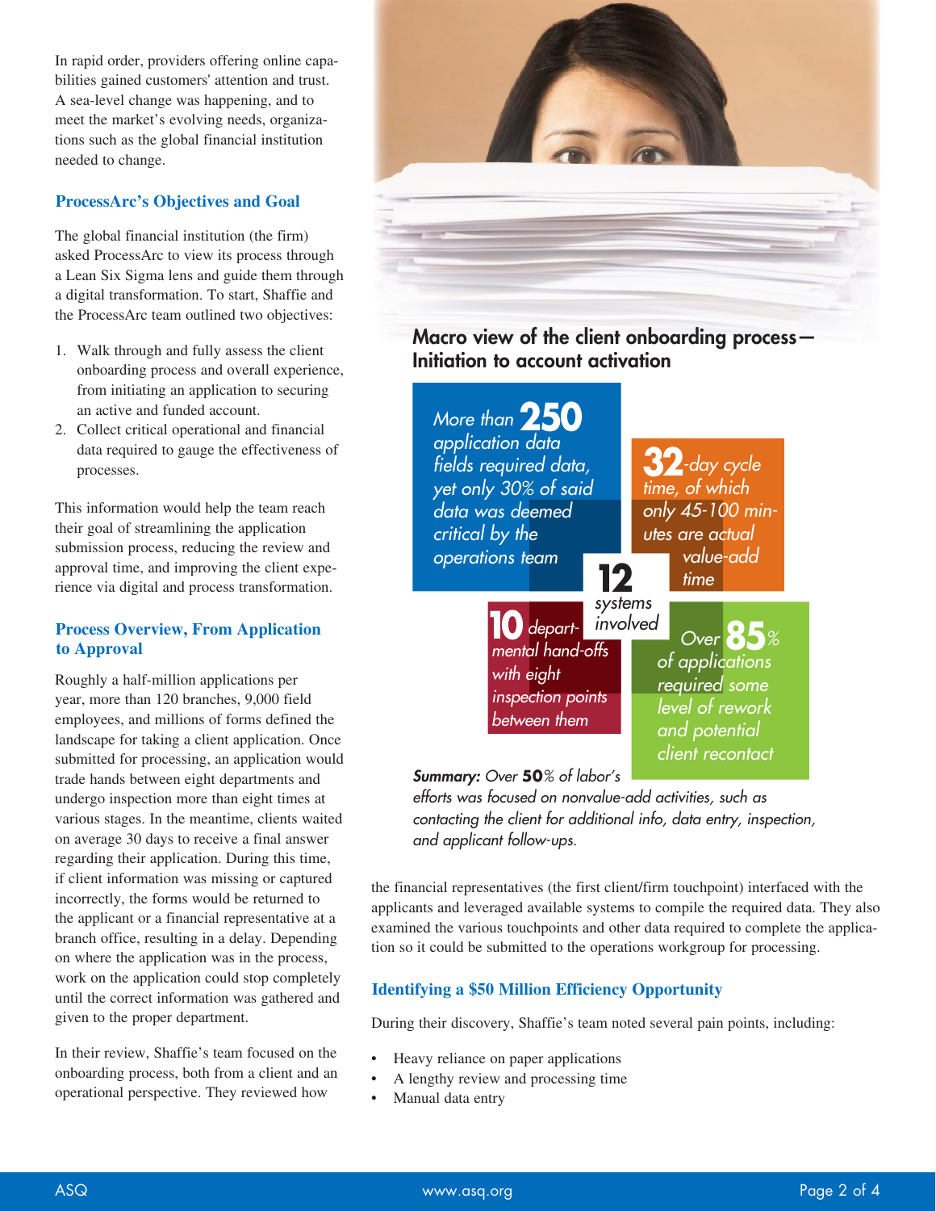In rapid order, providers offering online capabilities gained customers' attention and trust. A sea-level change was happening, and to meet the market's evolving needs, organizations such as the global financial institution needed to change.

## ProcessArc's Objectives and Goal

The global financial institution (the firm) asked ProcessArc to view its process through a Lean Six Sigma lens and guide them through a digital transformation. To start, Shaffie and the ProcessArc team outlined two objectives:

1. Walk through and fully assess the client onboarding process and overall experience, from initiating an application to securing an active and funded account.
2. Collect critical operational and financial data required to gauge the effectiveness of processes.

This information would help the team reach their goal of streamlining the application submission process, reducing the review and approval time, and improving the client experience via digital and process transformation.

## Process Overview, From Application to Approval

Roughly a half-million applications per year, more than 120 branches, 9,000 field employees, and millions of forms defined the landscape for taking a client application. Once submitted for processing, an application would trade hands between eight departments and undergo inspection more than eight times at various stages. In the meantime, clients waited on average 30 days to receive a final answer regarding their application. During this time, if client information was missing or captured incorrectly, the forms would be returned to the applicant or a financial representative at a branch office, resulting in a delay. Depending on where the application was in the process, work on the application could stop completely until the correct information was gathered and given to the proper department.

In their review, Shaffie's team focused on the onboarding process, both from a client and an operational perspective. They reviewed how the financial representatives (the first client/firm touchpoint) interfaced with the applicants and leveraged available systems to compile the required data. They also examined the various touchpoints and other data required to complete the application so it could be submitted to the operations workgroup for processing.

### Macro view of the client onboarding process—Initiation to account activation

- *More than* **250** *application data fields required data, yet only 30% of said data was deemed critical by the operations team*
- **32***-day cycle time, of which only 45-100 minutes are actual value-add time*
- **12** *systems involved*
- **10** *departmental hand-offs with eight inspection points between them*
- *Over* **85***% of applications required some level of rework and potential client recontact*

***Summary:*** *Over* **50***% of labor's efforts was focused on nonvalue-add activities, such as contacting the client for additional info, data entry, inspection, and applicant follow-ups.*

## Identifying a $50 Million Efficiency Opportunity

During their discovery, Shaffie's team noted several pain points, including:

- Heavy reliance on paper applications
- A lengthy review and processing time
- Manual data entry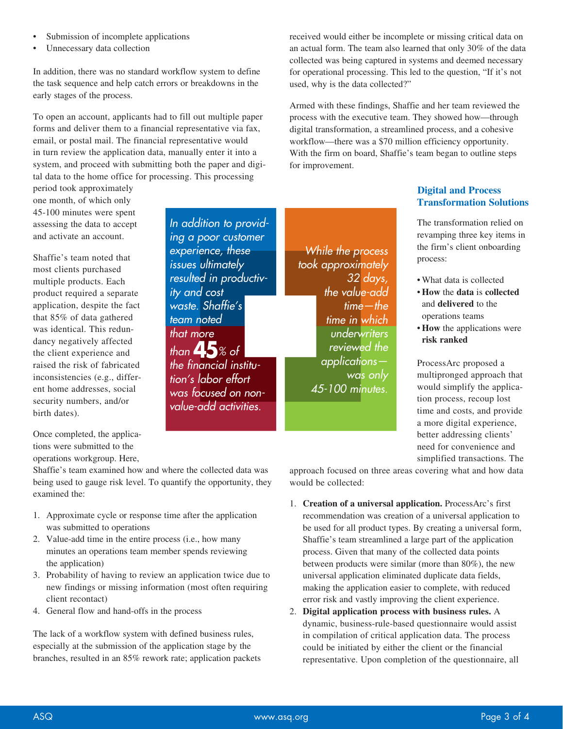- Submission of incomplete applications
- Unnecessary data collection

In addition, there was no standard workflow system to define the task sequence and help catch errors or breakdowns in the early stages of the process.

To open an account, applicants had to fill out multiple paper forms and deliver them to a financial representative via fax, email, or postal mail. The financial representative would in turn review the application data, manually enter it into a system, and proceed with submitting both the paper and digital data to the home office for processing. This processing period took approximately one month, of which only 45-100 minutes were spent assessing the data to accept and activate an account.

Shaffie's team noted that most clients purchased multiple products. Each product required a separate application, despite the fact that 85% of data gathered was identical. This redundancy negatively affected the client experience and raised the risk of fabricated inconsistencies (e.g., different home addresses, social security numbers, and/or birth dates).

*In addition to providing a poor customer experience, these issues ultimately resulted in productivity and cost waste. Shaffie's team noted that more than **45**% of the financial institution's labor effort was focused on non-value-add activities.*

*While the process took approximately 32 days, the value-add time—the time in which underwriters reviewed the applications—was only 45-100 minutes.*

Once completed, the applications were submitted to the operations workgroup. Here, Shaffie's team examined how and where the collected data was being used to gauge risk level. To quantify the opportunity, they examined the:

1. Approximate cycle or response time after the application was submitted to operations
2. Value-add time in the entire process (i.e., how many minutes an operations team member spends reviewing the application)
3. Probability of having to review an application twice due to new findings or missing information (most often requiring client recontact)
4. General flow and hand-offs in the process

The lack of a workflow system with defined business rules, especially at the submission of the application stage by the branches, resulted in an 85% rework rate; application packets received would either be incomplete or missing critical data on an actual form. The team also learned that only 30% of the data collected was being captured in systems and deemed necessary for operational processing. This led to the question, "If it's not used, why is the data collected?"

Armed with these findings, Shaffie and her team reviewed the process with the executive team. They showed how—through digital transformation, a streamlined process, and a cohesive workflow—there was a $70 million efficiency opportunity. With the firm on board, Shaffie's team began to outline steps for improvement.

## Digital and Process Transformation Solutions

The transformation relied on revamping three key items in the firm's client onboarding process:

- What data is collected
- **How** the **data** is **collected** and **delivered** to the operations teams
- **How** the applications were **risk ranked**

ProcessArc proposed a multipronged approach that would simplify the application process, recoup lost time and costs, and provide a more digital experience, better addressing clients' need for convenience and simplified transactions. The approach focused on three areas covering what and how data would be collected:

1. **Creation of a universal application.** ProcessArc's first recommendation was creation of a universal application to be used for all product types. By creating a universal form, Shaffie's team streamlined a large part of the application process. Given that many of the collected data points between products were similar (more than 80%), the new universal application eliminated duplicate data fields, making the application easier to complete, with reduced error risk and vastly improving the client experience.
2. **Digital application process with business rules.** A dynamic, business-rule-based questionnaire would assist in compilation of critical application data. The process could be initiated by either the client or the financial representative. Upon completion of the questionnaire, all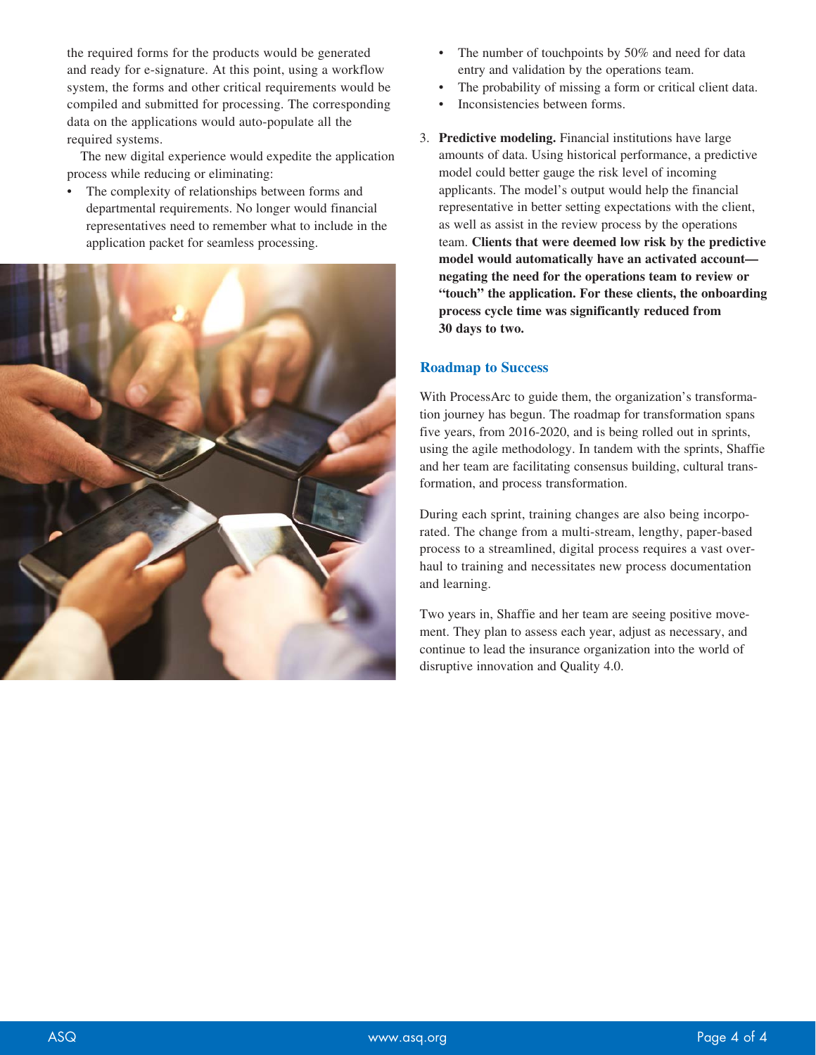the required forms for the products would be generated and ready for e-signature. At this point, using a workflow system, the forms and other critical requirements would be compiled and submitted for processing. The corresponding data on the applications would auto-populate all the required systems.

The new digital experience would expedite the application process while reducing or eliminating:

- The complexity of relationships between forms and departmental requirements. No longer would financial representatives need to remember what to include in the application packet for seamless processing.
- The number of touchpoints by 50% and need for data entry and validation by the operations team.
- The probability of missing a form or critical client data.
- Inconsistencies between forms.

3. **Predictive modeling.** Financial institutions have large amounts of data. Using historical performance, a predictive model could better gauge the risk level of incoming applicants. The model's output would help the financial representative in better setting expectations with the client, as well as assist in the review process by the operations team. **Clients that were deemed low risk by the predictive model would automatically have an activated account—negating the need for the operations team to review or "touch" the application. For these clients, the onboarding process cycle time was significantly reduced from 30 days to two.**

## Roadmap to Success

With ProcessArc to guide them, the organization's transformation journey has begun. The roadmap for transformation spans five years, from 2016-2020, and is being rolled out in sprints, using the agile methodology. In tandem with the sprints, Shaffie and her team are facilitating consensus building, cultural transformation, and process transformation.

During each sprint, training changes are also being incorporated. The change from a multi-stream, lengthy, paper-based process to a streamlined, digital process requires a vast overhaul to training and necessitates new process documentation and learning.

Two years in, Shaffie and her team are seeing positive movement. They plan to assess each year, adjust as necessary, and continue to lead the insurance organization into the world of disruptive innovation and Quality 4.0.